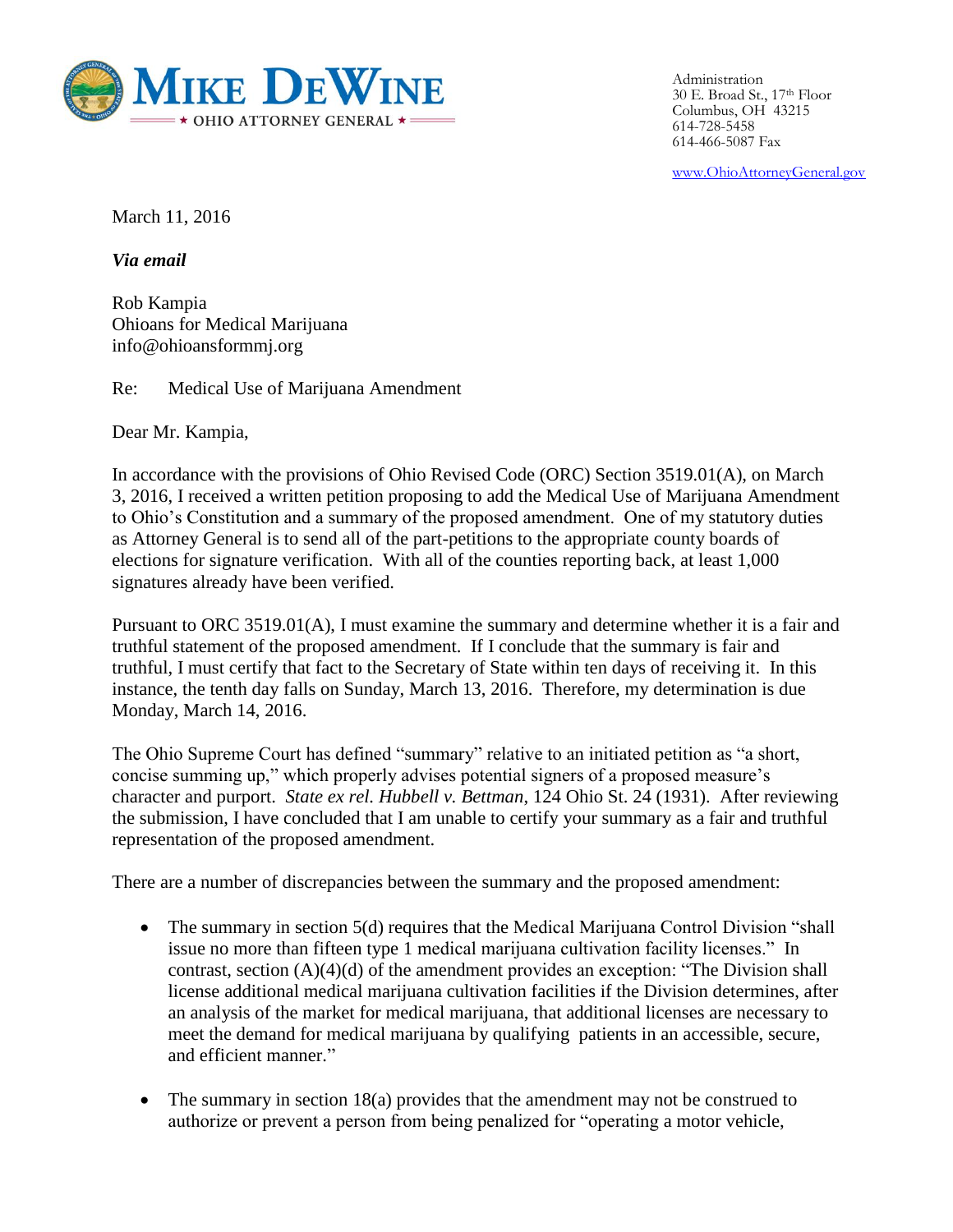**MIKE DEWINE**
★ OHIO ATTORNEY GENERAL ★

Administration
30 E. Broad St., 17th Floor
Columbus, OH 43215
614-728-5458
614-466-5087 Fax

www.OhioAttorneyGeneral.gov

March 11, 2016

***Via email***

Rob Kampia
Ohioans for Medical Marijuana
info@ohioansformmj.org

Re: Medical Use of Marijuana Amendment

Dear Mr. Kampia,

In accordance with the provisions of Ohio Revised Code (ORC) Section 3519.01(A), on March 3, 2016, I received a written petition proposing to add the Medical Use of Marijuana Amendment to Ohio's Constitution and a summary of the proposed amendment. One of my statutory duties as Attorney General is to send all of the part-petitions to the appropriate county boards of elections for signature verification. With all of the counties reporting back, at least 1,000 signatures already have been verified.

Pursuant to ORC 3519.01(A), I must examine the summary and determine whether it is a fair and truthful statement of the proposed amendment. If I conclude that the summary is fair and truthful, I must certify that fact to the Secretary of State within ten days of receiving it. In this instance, the tenth day falls on Sunday, March 13, 2016. Therefore, my determination is due Monday, March 14, 2016.

The Ohio Supreme Court has defined "summary" relative to an initiated petition as "a short, concise summing up," which properly advises potential signers of a proposed measure's character and purport. *State ex rel. Hubbell v. Bettman*, 124 Ohio St. 24 (1931). After reviewing the submission, I have concluded that I am unable to certify your summary as a fair and truthful representation of the proposed amendment.

There are a number of discrepancies between the summary and the proposed amendment:

- The summary in section 5(d) requires that the Medical Marijuana Control Division "shall issue no more than fifteen type 1 medical marijuana cultivation facility licenses." In contrast, section (A)(4)(d) of the amendment provides an exception: "The Division shall license additional medical marijuana cultivation facilities if the Division determines, after an analysis of the market for medical marijuana, that additional licenses are necessary to meet the demand for medical marijuana by qualifying patients in an accessible, secure, and efficient manner."
- The summary in section 18(a) provides that the amendment may not be construed to authorize or prevent a person from being penalized for "operating a motor vehicle,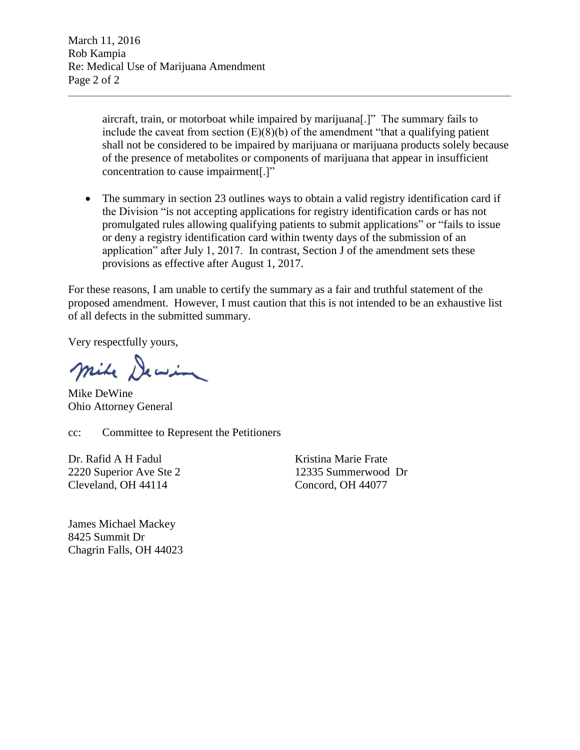aircraft, train, or motorboat while impaired by marijuana[.]" The summary fails to include the caveat from section (E)(8)(b) of the amendment "that a qualifying patient shall not be considered to be impaired by marijuana or marijuana products solely because of the presence of metabolites or components of marijuana that appear in insufficient concentration to cause impairment[.]"

- The summary in section 23 outlines ways to obtain a valid registry identification card if the Division "is not accepting applications for registry identification cards or has not promulgated rules allowing qualifying patients to submit applications" or "fails to issue or deny a registry identification card within twenty days of the submission of an application" after July 1, 2017. In contrast, Section J of the amendment sets these provisions as effective after August 1, 2017.

For these reasons, I am unable to certify the summary as a fair and truthful statement of the proposed amendment. However, I must caution that this is not intended to be an exhaustive list of all defects in the submitted summary.

Very respectfully yours,

Mike DeWine

Mike DeWine
Ohio Attorney General

cc: Committee to Represent the Petitioners

Dr. Rafid A H Fadul
2220 Superior Ave Ste 2
Cleveland, OH 44114

Kristina Marie Frate
12335 Summerwood Dr
Concord, OH 44077

James Michael Mackey
8425 Summit Dr
Chagrin Falls, OH 44023